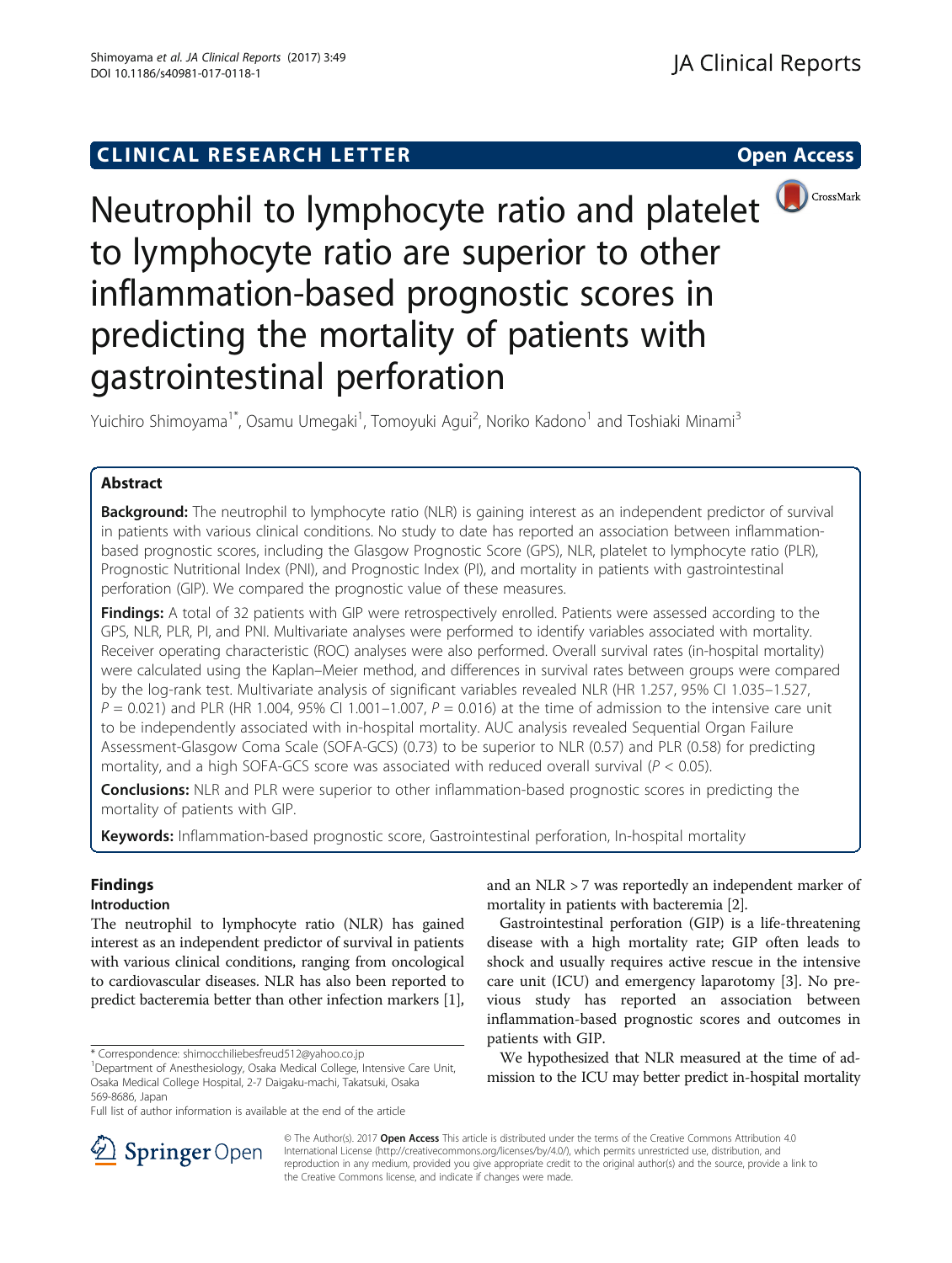CLINICAL RESEARCH LETTER

Open Access

# Neutrophil to lymphocyte ratio and platelet to lymphocyte ratio are superior to other inflammation-based prognostic scores in predicting the mortality of patients with gastrointestinal perforation

Yuichiro Shimoyama[1*], Osamu Umegaki[1], Tomoyuki Agui[2], Noriko Kadono[1] and Toshiaki Minami[3]

## Abstract

**Background:** The neutrophil to lymphocyte ratio (NLR) is gaining interest as an independent predictor of survival in patients with various clinical conditions. No study to date has reported an association between inflammation-based prognostic scores, including the Glasgow Prognostic Score (GPS), NLR, platelet to lymphocyte ratio (PLR), Prognostic Nutritional Index (PNI), and Prognostic Index (PI), and mortality in patients with gastrointestinal perforation (GIP). We compared the prognostic value of these measures.

**Findings:** A total of 32 patients with GIP were retrospectively enrolled. Patients were assessed according to the GPS, NLR, PLR, PI, and PNI. Multivariate analyses were performed to identify variables associated with mortality. Receiver operating characteristic (ROC) analyses were also performed. Overall survival rates (in-hospital mortality) were calculated using the Kaplan–Meier method, and differences in survival rates between groups were compared by the log-rank test. Multivariate analysis of significant variables revealed NLR (HR 1.257, 95% CI 1.035–1.527, $P = 0.021$) and PLR (HR 1.004, 95% CI 1.001–1.007, $P = 0.016$) at the time of admission to the intensive care unit to be independently associated with in-hospital mortality. AUC analysis revealed Sequential Organ Failure Assessment-Glasgow Coma Scale (SOFA-GCS) (0.73) to be superior to NLR (0.57) and PLR (0.58) for predicting mortality, and a high SOFA-GCS score was associated with reduced overall survival ($P < 0.05$).

**Conclusions:** NLR and PLR were superior to other inflammation-based prognostic scores in predicting the mortality of patients with GIP.

**Keywords:** Inflammation-based prognostic score, Gastrointestinal perforation, In-hospital mortality

## Findings

### Introduction

The neutrophil to lymphocyte ratio (NLR) has gained interest as an independent predictor of survival in patients with various clinical conditions, ranging from oncological to cardiovascular diseases. NLR has also been reported to predict bacteremia better than other infection markers [1], and an NLR > 7 was reportedly an independent marker of mortality in patients with bacteremia [2].

Gastrointestinal perforation (GIP) is a life-threatening disease with a high mortality rate; GIP often leads to shock and usually requires active rescue in the intensive care unit (ICU) and emergency laparotomy [3]. No previous study has reported an association between inflammation-based prognostic scores and outcomes in patients with GIP.

We hypothesized that NLR measured at the time of admission to the ICU may better predict in-hospital mortality

\* Correspondence: shimocchiliebesfreud512@yahoo.co.jp
[1]Department of Anesthesiology, Osaka Medical College, Intensive Care Unit, Osaka Medical College Hospital, 2-7 Daigaku-machi, Takatsuki, Osaka 569-8686, Japan
Full list of author information is available at the end of the article

© The Author(s). 2017 **Open Access** This article is distributed under the terms of the Creative Commons Attribution 4.0 International License (http://creativecommons.org/licenses/by/4.0/), which permits unrestricted use, distribution, and reproduction in any medium, provided you give appropriate credit to the original author(s) and the source, provide a link to the Creative Commons license, and indicate if changes were made.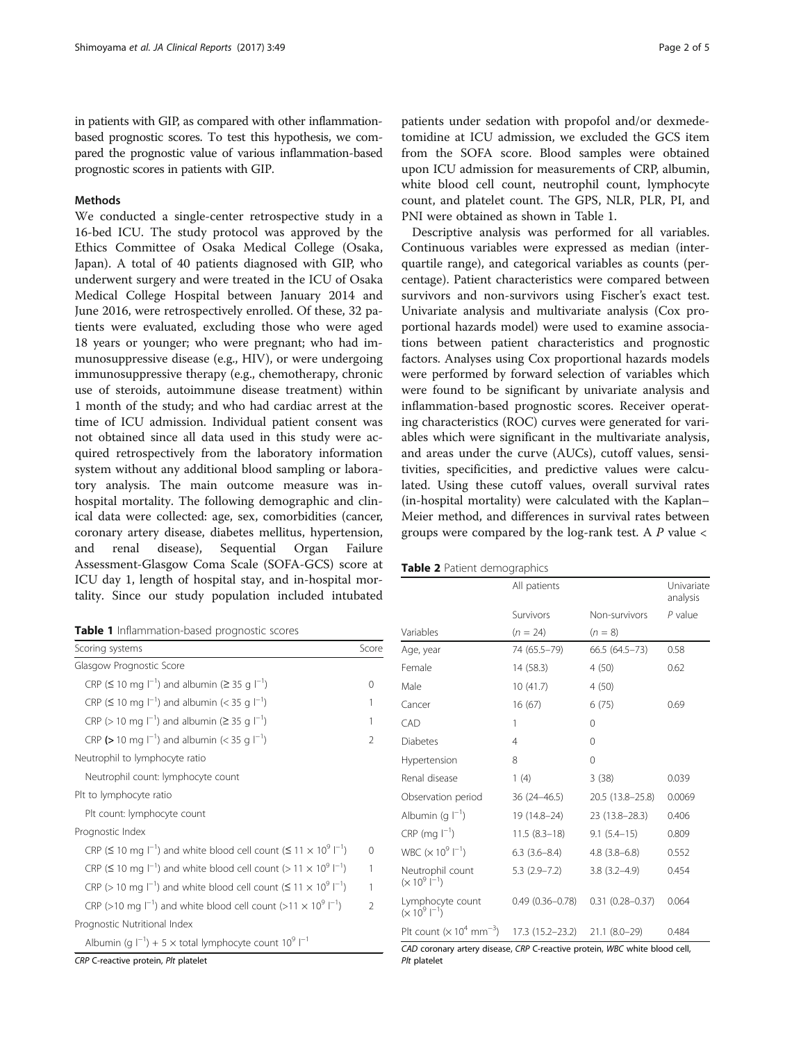in patients with GIP, as compared with other inflammation-based prognostic scores. To test this hypothesis, we compared the prognostic value of various inflammation-based prognostic scores in patients with GIP.

## Methods

We conducted a single-center retrospective study in a 16-bed ICU. The study protocol was approved by the Ethics Committee of Osaka Medical College (Osaka, Japan). A total of 40 patients diagnosed with GIP, who underwent surgery and were treated in the ICU of Osaka Medical College Hospital between January 2014 and June 2016, were retrospectively enrolled. Of these, 32 patients were evaluated, excluding those who were aged 18 years or younger; who were pregnant; who had immunosuppressive disease (e.g., HIV), or were undergoing immunosuppressive therapy (e.g., chemotherapy, chronic use of steroids, autoimmune disease treatment) within 1 month of the study; and who had cardiac arrest at the time of ICU admission. Individual patient consent was not obtained since all data used in this study were acquired retrospectively from the laboratory information system without any additional blood sampling or laboratory analysis. The main outcome measure was in-hospital mortality. The following demographic and clinical data were collected: age, sex, comorbidities (cancer, coronary artery disease, diabetes mellitus, hypertension, and renal disease), Sequential Organ Failure Assessment-Glasgow Coma Scale (SOFA-GCS) score at ICU day 1, length of hospital stay, and in-hospital mortality. Since our study population included intubated patients under sedation with propofol and/or dexmedetomidine at ICU admission, we excluded the GCS item from the SOFA score. Blood samples were obtained upon ICU admission for measurements of CRP, albumin, white blood cell count, neutrophil count, lymphocyte count, and platelet count. The GPS, NLR, PLR, PI, and PNI were obtained as shown in Table 1.

**Table 1** Inflammation-based prognostic scores

| Scoring systems | Score |
|---|---|
| Glasgow Prognostic Score | |
| CRP (≤ 10 mg $l^{-1}$) and albumin (≥ 35 g $l^{-1}$) | 0 |
| CRP (≤ 10 mg $l^{-1}$) and albumin (< 35 g $l^{-1}$) | 1 |
| CRP (> 10 mg $l^{-1}$) and albumin (≥ 35 g $l^{-1}$) | 1 |
| CRP (> 10 mg $l^{-1}$) and albumin (< 35 g $l^{-1}$) | 2 |
| Neutrophil to lymphocyte ratio | |
| Neutrophil count: lymphocyte count | |
| Plt to lymphocyte ratio | |
| Plt count: lymphocyte count | |
| Prognostic Index | |
| CRP (≤ 10 mg $l^{-1}$) and white blood cell count (≤ 11 × $10^9$ $l^{-1}$) | 0 |
| CRP (≤ 10 mg $l^{-1}$) and white blood cell count (> 11 × $10^9$ $l^{-1}$) | 1 |
| CRP (> 10 mg $l^{-1}$) and white blood cell count (≤ 11 × $10^9$ $l^{-1}$) | 1 |
| CRP (>10 mg $l^{-1}$) and white blood cell count (>11 × $10^9$ $l^{-1}$) | 2 |
| Prognostic Nutritional Index | |
| Albumin (g $l^{-1}$) + 5 × total lymphocyte count $10^9$ $l^{-1}$ | |

CRP C-reactive protein, Plt platelet

Descriptive analysis was performed for all variables. Continuous variables were expressed as median (interquartile range), and categorical variables as counts (percentage). Patient characteristics were compared between survivors and non-survivors using Fischer's exact test. Univariate analysis and multivariate analysis (Cox proportional hazards model) were used to examine associations between patient characteristics and prognostic factors. Analyses using Cox proportional hazards models were performed by forward selection of variables which were found to be significant by univariate analysis and inflammation-based prognostic scores. Receiver operating characteristics (ROC) curves were generated for variables which were significant in the multivariate analysis, and areas under the curve (AUCs), cutoff values, sensitivities, specificities, and predictive values were calculated. Using these cutoff values, overall survival rates (in-hospital mortality) were calculated with the Kaplan–Meier method, and differences in survival rates between groups were compared by the log-rank test. A $P$ value <

**Table 2** Patient demographics

| | All patients | | Univariate analysis |
|---|---|---|---|
| | Survivors | Non-survivors | $P$ value |
| Variables | ($n$ = 24) | ($n$ = 8) | |
| Age, year | 74 (65.5–79) | 66.5 (64.5–73) | 0.58 |
| Female | 14 (58.3) | 4 (50) | 0.62 |
| Male | 10 (41.7) | 4 (50) | |
| Cancer | 16 (67) | 6 (75) | 0.69 |
| CAD | 1 | 0 | |
| Diabetes | 4 | 0 | |
| Hypertension | 8 | 0 | |
| Renal disease | 1 (4) | 3 (38) | 0.039 |
| Observation period | 36 (24–46.5) | 20.5 (13.8–25.8) | 0.0069 |
| Albumin (g $l^{-1}$) | 19 (14.8–24) | 23 (13.8–28.3) | 0.406 |
| CRP (mg $l^{-1}$) | 11.5 (8.3–18) | 9.1 (5.4–15) | 0.809 |
| WBC (× $10^9$ $l^{-1}$) | 6.3 (3.6–8.4) | 4.8 (3.8–6.8) | 0.552 |
| Neutrophil count (× $10^9$ $l^{-1}$) | 5.3 (2.9–7.2) | 3.8 (3.2–4.9) | 0.454 |
| Lymphocyte count (× $10^9$ $l^{-1}$) | 0.49 (0.36–0.78) | 0.31 (0.28–0.37) | 0.064 |
| Plt count (× $10^4$ $mm^{-3}$) | 17.3 (15.2–23.2) | 21.1 (8.0–29) | 0.484 |

CAD coronary artery disease, CRP C-reactive protein, WBC white blood cell, Plt platelet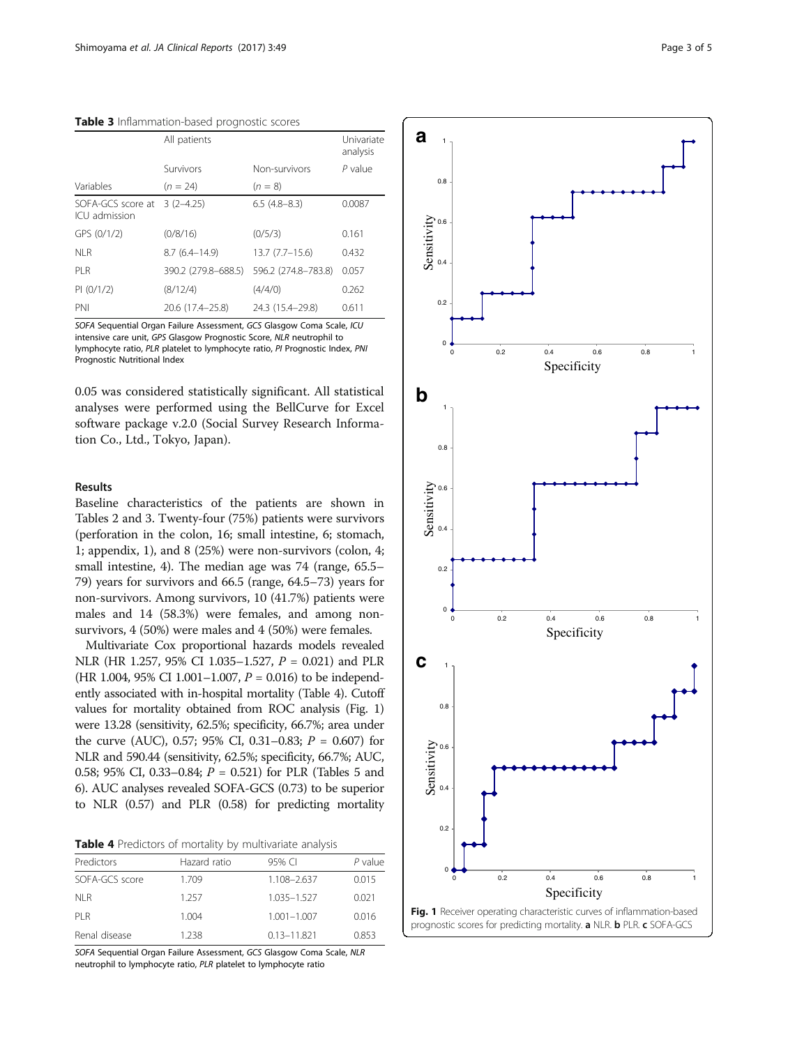**Table 3** Inflammation-based prognostic scores

| Variables | All patients | | Univariate analysis |
|---|---|---|---|
| | Survivors | Non-survivors | *P* value |
| | (*n* = 24) | (*n* = 8) | |
| SOFA-GCS score at ICU admission | 3 (2–4.25) | 6.5 (4.8–8.3) | 0.0087 |
| GPS (0/1/2) | (0/8/16) | (0/5/3) | 0.161 |
| NLR | 8.7 (6.4–14.9) | 13.7 (7.7–15.6) | 0.432 |
| PLR | 390.2 (279.8–688.5) | 596.2 (274.8–783.8) | 0.057 |
| PI (0/1/2) | (8/12/4) | (4/4/0) | 0.262 |
| PNI | 20.6 (17.4–25.8) | 24.3 (15.4–29.8) | 0.611 |

*SOFA* Sequential Organ Failure Assessment, *GCS* Glasgow Coma Scale, *ICU* intensive care unit, *GPS* Glasgow Prognostic Score, *NLR* neutrophil to lymphocyte ratio, *PLR* platelet to lymphocyte ratio, *PI* Prognostic Index, *PNI* Prognostic Nutritional Index

0.05 was considered statistically significant. All statistical analyses were performed using the BellCurve for Excel software package v.2.0 (Social Survey Research Information Co., Ltd., Tokyo, Japan).

## Results

Baseline characteristics of the patients are shown in Tables 2 and 3. Twenty-four (75%) patients were survivors (perforation in the colon, 16; small intestine, 6; stomach, 1; appendix, 1), and 8 (25%) were non-survivors (colon, 4; small intestine, 4). The median age was 74 (range, 65.5–79) years for survivors and 66.5 (range, 64.5–73) years for non-survivors. Among survivors, 10 (41.7%) patients were males and 14 (58.3%) were females, and among non-survivors, 4 (50%) were males and 4 (50%) were females.

Multivariate Cox proportional hazards models revealed NLR (HR 1.257, 95% CI 1.035–1.527, $P$ = 0.021) and PLR (HR 1.004, 95% CI 1.001–1.007, $P$ = 0.016) to be independently associated with in-hospital mortality (Table 4). Cutoff values for mortality obtained from ROC analysis (Fig. 1) were 13.28 (sensitivity, 62.5%; specificity, 66.7%; area under the curve (AUC), 0.57; 95% CI, 0.31–0.83; $P$ = 0.607) for NLR and 590.44 (sensitivity, 62.5%; specificity, 66.7%; AUC, 0.58; 95% CI, 0.33–0.84; $P$ = 0.521) for PLR (Tables 5 and 6). AUC analyses revealed SOFA-GCS (0.73) to be superior to NLR (0.57) and PLR (0.58) for predicting mortality

**Table 4** Predictors of mortality by multivariate analysis

| Predictors | Hazard ratio | 95% CI | *P* value |
|---|---|---|---|
| SOFA-GCS score | 1.709 | 1.108–2.637 | 0.015 |
| NLR | 1.257 | 1.035–1.527 | 0.021 |
| PLR | 1.004 | 1.001–1.007 | 0.016 |
| Renal disease | 1.238 | 0.13–11.821 | 0.853 |

*SOFA* Sequential Organ Failure Assessment, *GCS* Glasgow Coma Scale, *NLR* neutrophil to lymphocyte ratio, *PLR* platelet to lymphocyte ratio

**Fig. 1** Receiver operating characteristic curves of inflammation-based prognostic scores for predicting mortality. **a** NLR. **b** PLR. **c** SOFA-GCS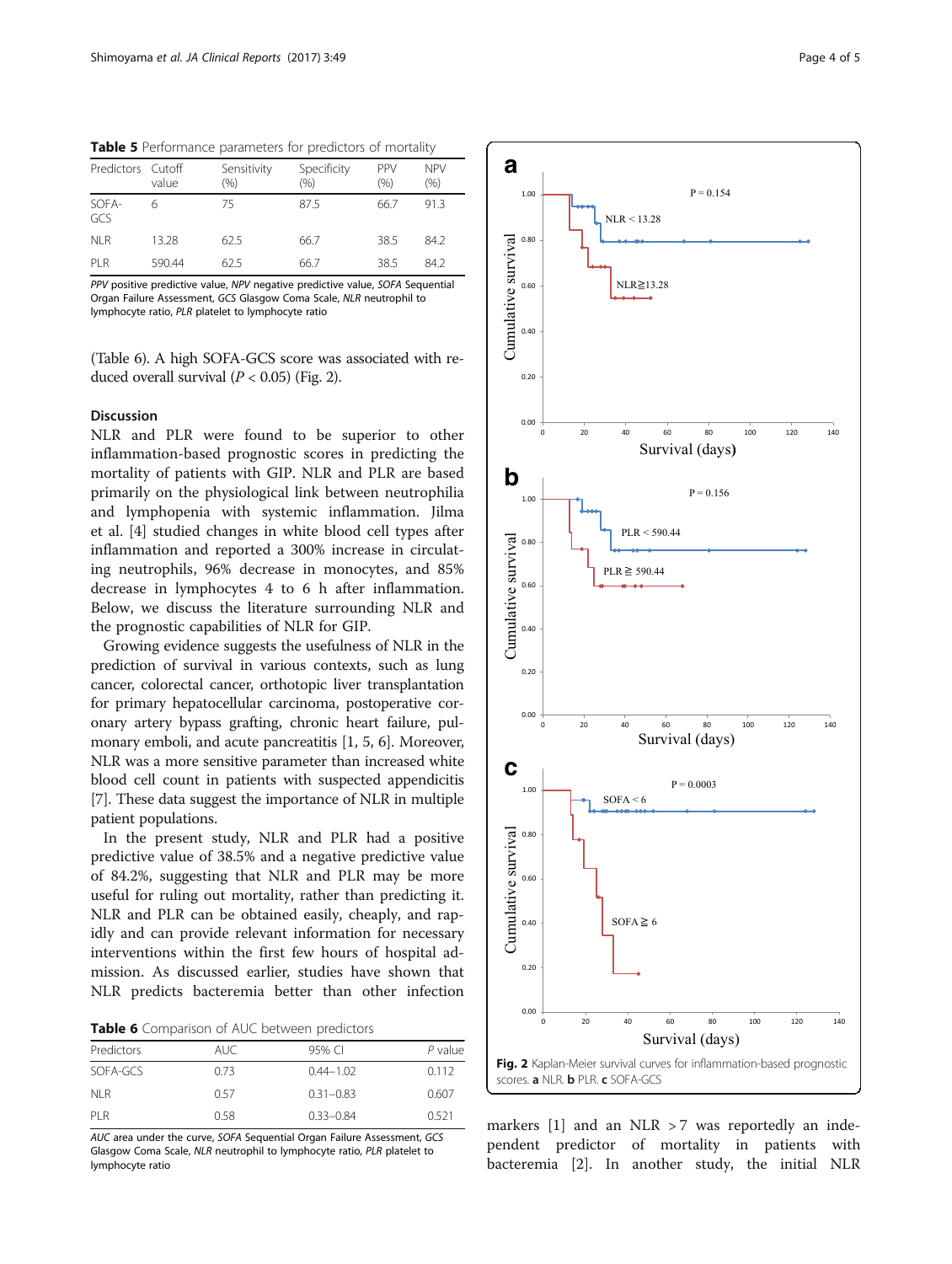**Table 5** Performance parameters for predictors of mortality

| Predictors | Cutoff value | Sensitivity (%) | Specificity (%) | PPV (%) | NPV (%) |
|---|---|---|---|---|---|
| SOFA-GCS | 6 | 75 | 87.5 | 66.7 | 91.3 |
| NLR | 13.28 | 62.5 | 66.7 | 38.5 | 84.2 |
| PLR | 590.44 | 62.5 | 66.7 | 38.5 | 84.2 |

*PPV* positive predictive value, *NPV* negative predictive value, *SOFA* Sequential Organ Failure Assessment, *GCS* Glasgow Coma Scale, *NLR* neutrophil to lymphocyte ratio, *PLR* platelet to lymphocyte ratio

(Table 6). A high SOFA-GCS score was associated with reduced overall survival ($P < 0.05$) (Fig. 2).

## Discussion

NLR and PLR were found to be superior to other inflammation-based prognostic scores in predicting the mortality of patients with GIP. NLR and PLR are based primarily on the physiological link between neutrophilia and lymphopenia with systemic inflammation. Jilma et al. [4] studied changes in white blood cell types after inflammation and reported a 300% increase in circulating neutrophils, 96% decrease in monocytes, and 85% decrease in lymphocytes 4 to 6 h after inflammation. Below, we discuss the literature surrounding NLR and the prognostic capabilities of NLR for GIP.

Growing evidence suggests the usefulness of NLR in the prediction of survival in various contexts, such as lung cancer, colorectal cancer, orthotopic liver transplantation for primary hepatocellular carcinoma, postoperative coronary artery bypass grafting, chronic heart failure, pulmonary emboli, and acute pancreatitis [1, 5, 6]. Moreover, NLR was a more sensitive parameter than increased white blood cell count in patients with suspected appendicitis [7]. These data suggest the importance of NLR in multiple patient populations.

In the present study, NLR and PLR had a positive predictive value of 38.5% and a negative predictive value of 84.2%, suggesting that NLR and PLR may be more useful for ruling out mortality, rather than predicting it. NLR and PLR can be obtained easily, cheaply, and rapidly and can provide relevant information for necessary interventions within the first few hours of hospital admission. As discussed earlier, studies have shown that NLR predicts bacteremia better than other infection markers [1] and an NLR >7 was reportedly an independent predictor of mortality in patients with bacteremia [2]. In another study, the initial NLR

**Table 6** Comparison of AUC between predictors

| Predictors | AUC | 95% CI | *P* value |
|---|---|---|---|
| SOFA-GCS | 0.73 | 0.44–1.02 | 0.112 |
| NLR | 0.57 | 0.31–0.83 | 0.607 |
| PLR | 0.58 | 0.33–0.84 | 0.521 |

*AUC* area under the curve, *SOFA* Sequential Organ Failure Assessment, *GCS* Glasgow Coma Scale, *NLR* neutrophil to lymphocyte ratio, *PLR* platelet to lymphocyte ratio

**Fig. 2** Kaplan-Meier survival curves for inflammation-based prognostic scores. **a** NLR. **b** PLR. **c** SOFA-GCS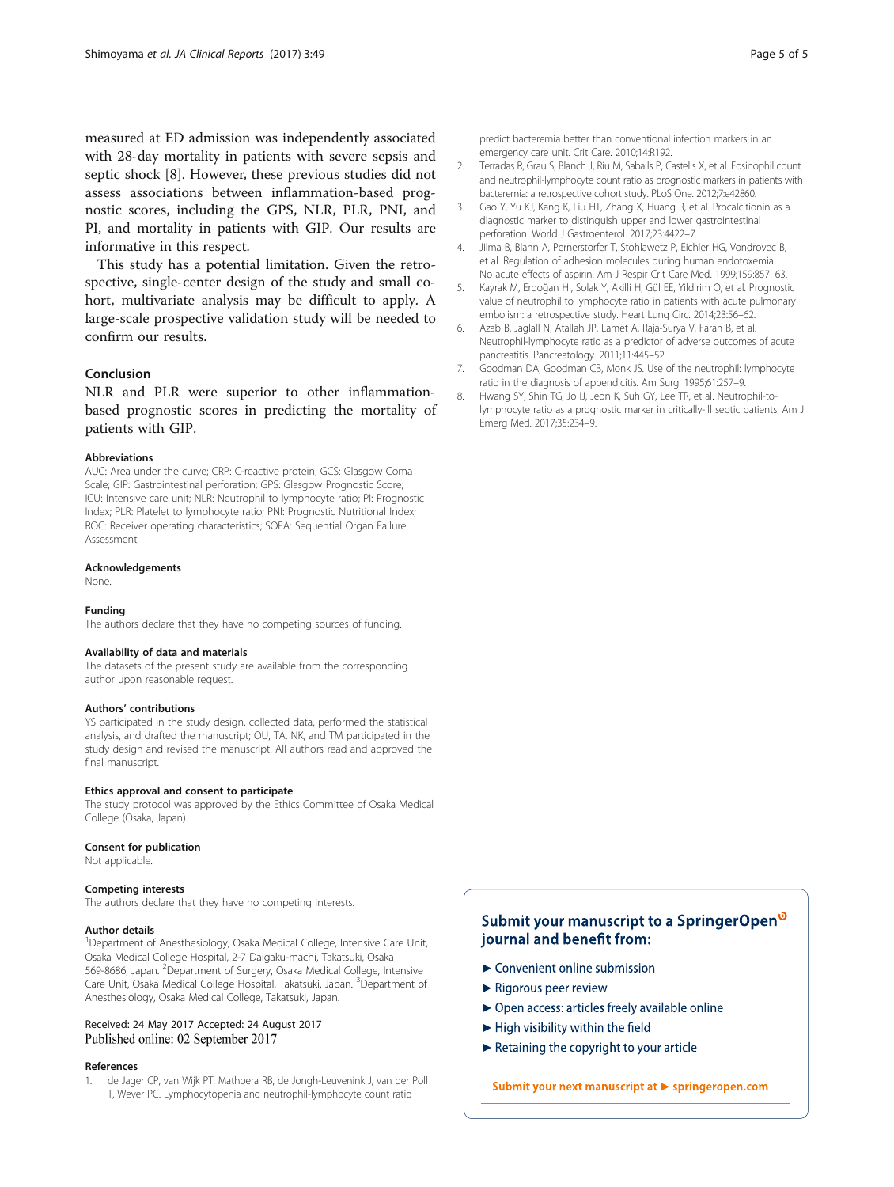measured at ED admission was independently associated with 28-day mortality in patients with severe sepsis and septic shock [8]. However, these previous studies did not assess associations between inflammation-based prognostic scores, including the GPS, NLR, PLR, PNI, and PI, and mortality in patients with GIP. Our results are informative in this respect.

This study has a potential limitation. Given the retrospective, single-center design of the study and small cohort, multivariate analysis may be difficult to apply. A large-scale prospective validation study will be needed to confirm our results.

## Conclusion

NLR and PLR were superior to other inflammation-based prognostic scores in predicting the mortality of patients with GIP.

### Abbreviations

AUC: Area under the curve; CRP: C-reactive protein; GCS: Glasgow Coma Scale; GIP: Gastrointestinal perforation; GPS: Glasgow Prognostic Score; ICU: Intensive care unit; NLR: Neutrophil to lymphocyte ratio; PI: Prognostic Index; PLR: Platelet to lymphocyte ratio; PNI: Prognostic Nutritional Index; ROC: Receiver operating characteristics; SOFA: Sequential Organ Failure Assessment

### Acknowledgements

None.

### Funding

The authors declare that they have no competing sources of funding.

### Availability of data and materials

The datasets of the present study are available from the corresponding author upon reasonable request.

### Authors' contributions

YS participated in the study design, collected data, performed the statistical analysis, and drafted the manuscript; OU, TA, NK, and TM participated in the study design and revised the manuscript. All authors read and approved the final manuscript.

### Ethics approval and consent to participate

The study protocol was approved by the Ethics Committee of Osaka Medical College (Osaka, Japan).

### Consent for publication

Not applicable.

### Competing interests

The authors declare that they have no competing interests.

### Author details

[1]Department of Anesthesiology, Osaka Medical College, Intensive Care Unit, Osaka Medical College Hospital, 2-7 Daigaku-machi, Takatsuki, Osaka 569-8686, Japan. [2]Department of Surgery, Osaka Medical College, Intensive Care Unit, Osaka Medical College Hospital, Takatsuki, Japan. [3]Department of Anesthesiology, Osaka Medical College, Takatsuki, Japan.

Received: 24 May 2017 Accepted: 24 August 2017
Published online: 02 September 2017

### References

1. de Jager CP, van Wijk PT, Mathoera RB, de Jongh-Leuvenink J, van der Poll T, Wever PC. Lymphocytopenia and neutrophil-lymphocyte count ratio predict bacteremia better than conventional infection markers in an emergency care unit. Crit Care. 2010;14:R192.
2. Terradas R, Grau S, Blanch J, Riu M, Saballs P, Castells X, et al. Eosinophil count and neutrophil-lymphocyte count ratio as prognostic markers in patients with bacteremia: a retrospective cohort study. PLoS One. 2012;7:e42860.
3. Gao Y, Yu KJ, Kang K, Liu HT, Zhang X, Huang R, et al. Procalcitonin as a diagnostic marker to distinguish upper and lower gastrointestinal perforation. World J Gastroenterol. 2017;23:4422–7.
4. Jilma B, Blann A, Pernerstorfer T, Stohlawetz P, Eichler HG, Vondrovec B, et al. Regulation of adhesion molecules during human endotoxemia. No acute effects of aspirin. Am J Respir Crit Care Med. 1999;159:857–63.
5. Kayrak M, Erdoğan Hİ, Solak Y, Akilli H, Gül EE, Yildirim O, et al. Prognostic value of neutrophil to lymphocyte ratio in patients with acute pulmonary embolism: a retrospective study. Heart Lung Circ. 2014;23:56–62.
6. Azab B, Jaglall N, Atallah JP, Lamet A, Raja-Surya V, Farah B, et al. Neutrophil-lymphocyte ratio as a predictor of adverse outcomes of acute pancreatitis. Pancreatology. 2011;11:445–52.
7. Goodman DA, Goodman CB, Monk JS. Use of the neutrophil: lymphocyte ratio in the diagnosis of appendicitis. Am Surg. 1995;61:257–9.
8. Hwang SY, Shin TG, Jo IJ, Jeon K, Suh GY, Lee TR, et al. Neutrophil-to-lymphocyte ratio as a prognostic marker in critically-ill septic patients. Am J Emerg Med. 2017;35:234–9.